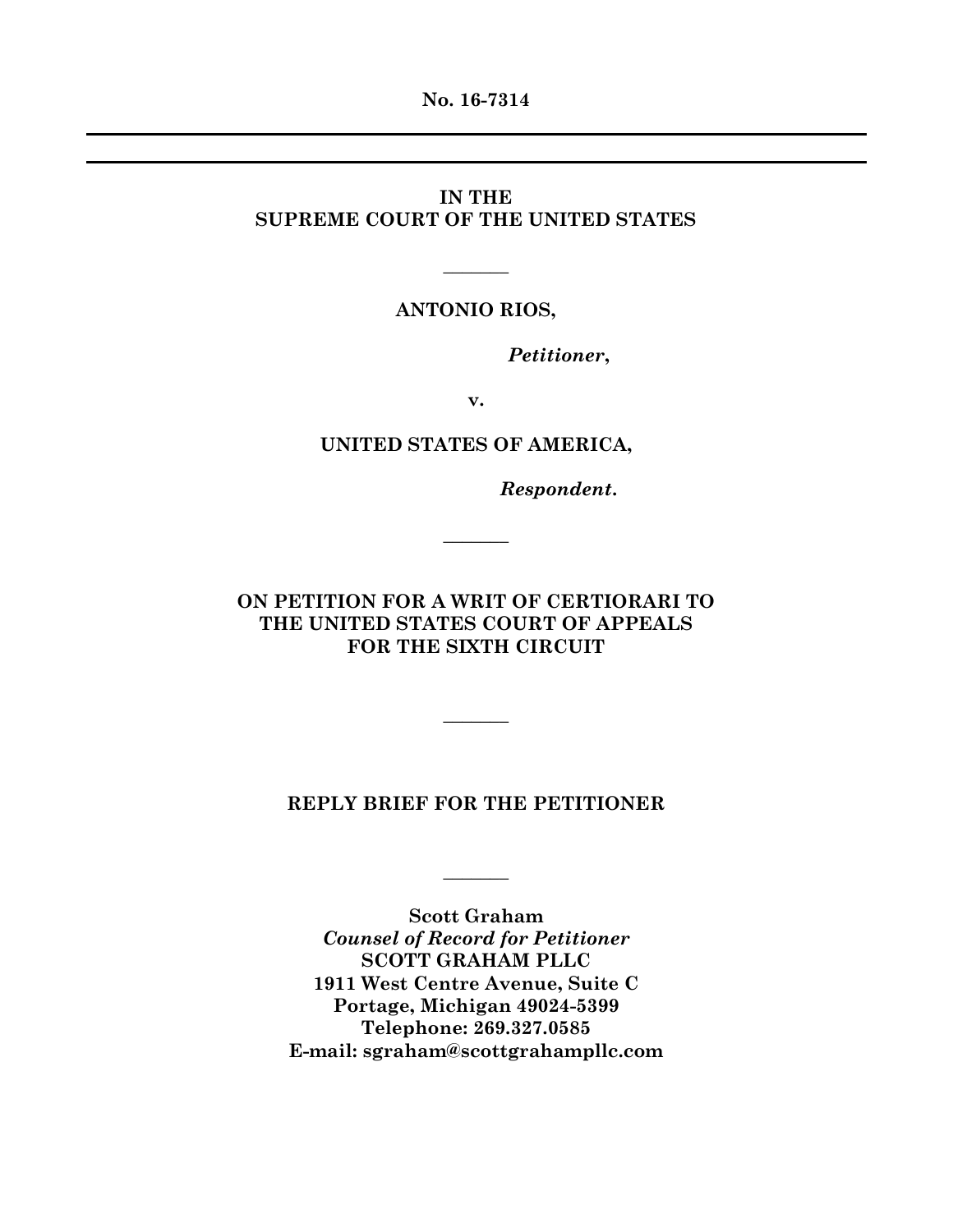**No. 16-7314**

---

---

**IN THE**
**SUPREME COURT OF THE UNITED STATES**

---

**ANTONIO RIOS,**

***Petitioner*,**

**v.**

**UNITED STATES OF AMERICA,**

***Respondent*.**

---

**ON PETITION FOR A WRIT OF CERTIORARI TO THE UNITED STATES COURT OF APPEALS FOR THE SIXTH CIRCUIT**

---

**REPLY BRIEF FOR THE PETITIONER**

---

**Scott Graham**
***Counsel of Record for Petitioner***
**SCOTT GRAHAM PLLC**
**1911 West Centre Avenue, Suite C**
**Portage, Michigan 49024-5399**
**Telephone: 269.327.0585**
**E-mail: sgraham@scottgrahampllc.com**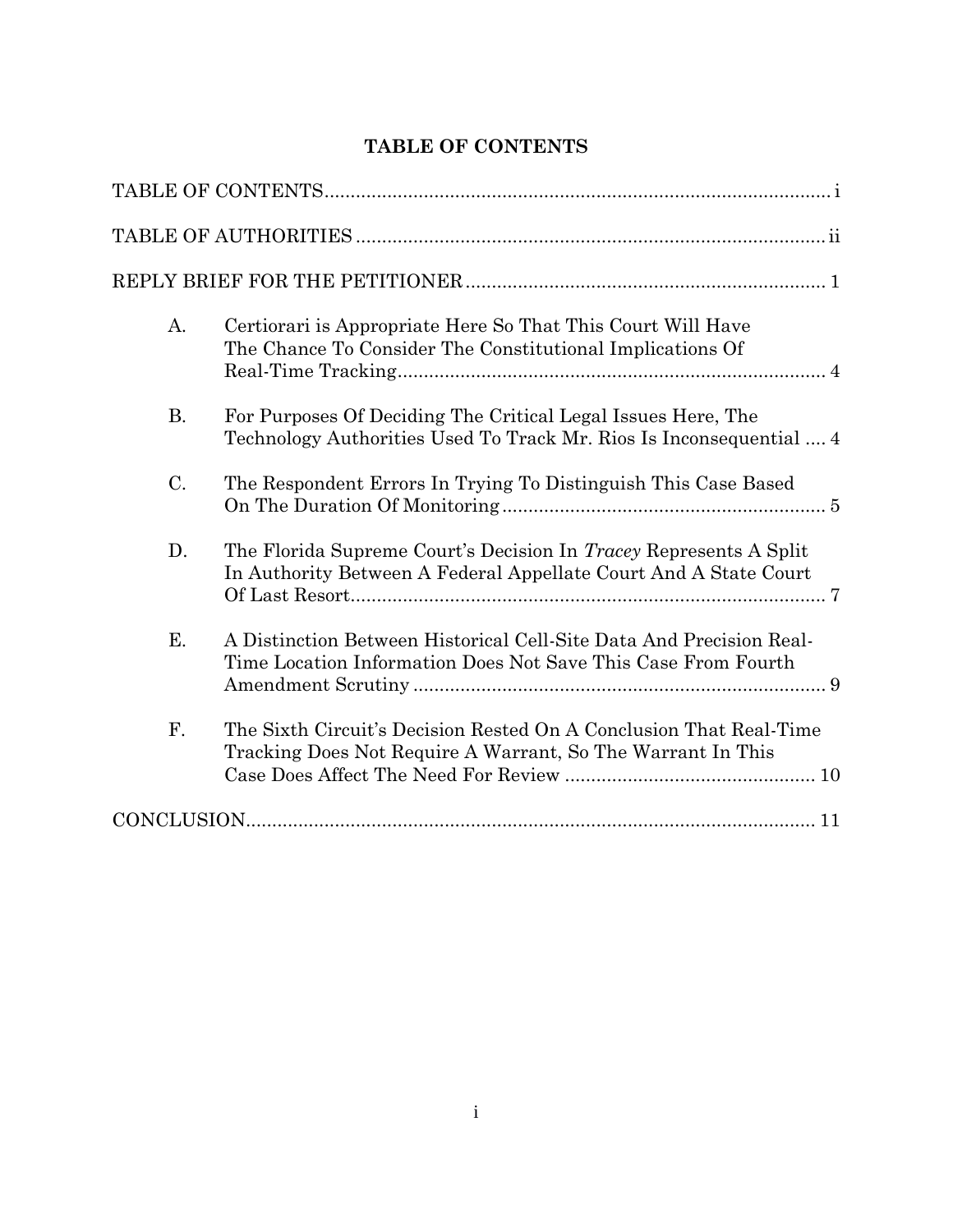# TABLE OF CONTENTS

TABLE OF CONTENTS ..... i

TABLE OF AUTHORITIES ..... ii

REPLY BRIEF FOR THE PETITIONER ..... 1

A. Certiorari is Appropriate Here So That This Court Will Have The Chance To Consider The Constitutional Implications Of Real-Time Tracking ..... 4

B. For Purposes Of Deciding The Critical Legal Issues Here, The Technology Authorities Used To Track Mr. Rios Is Inconsequential ..... 4

C. The Respondent Errors In Trying To Distinguish This Case Based On The Duration Of Monitoring ..... 5

D. The Florida Supreme Court's Decision In *Tracey* Represents A Split In Authority Between A Federal Appellate Court And A State Court Of Last Resort ..... 7

E. A Distinction Between Historical Cell-Site Data And Precision Real-Time Location Information Does Not Save This Case From Fourth Amendment Scrutiny ..... 9

F. The Sixth Circuit's Decision Rested On A Conclusion That Real-Time Tracking Does Not Require A Warrant, So The Warrant In This Case Does Affect The Need For Review ..... 10

CONCLUSION ..... 11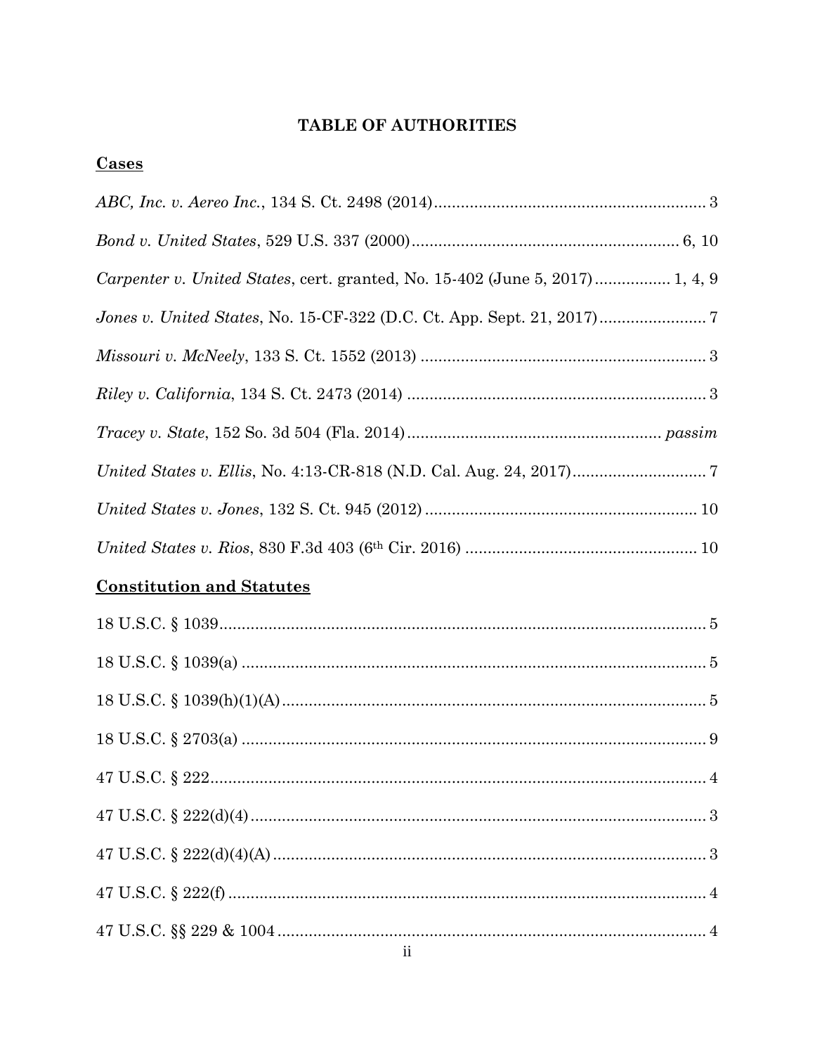# TABLE OF AUTHORITIES

## Cases

*ABC, Inc. v. Aereo Inc.*, 134 S. Ct. 2498 (2014)............................................................ 3

*Bond v. United States*, 529 U.S. 337 (2000)........................................................... 6, 10

*Carpenter v. United States*, cert. granted, No. 15-402 (June 5, 2017)................ 1, 4, 9

*Jones v. United States*, No. 15-CF-322 (D.C. Ct. App. Sept. 21, 2017)........................ 7

*Missouri v. McNeely*, 133 S. Ct. 1552 (2013) ............................................................... 3

*Riley v. California*, 134 S. Ct. 2473 (2014) .................................................................. 3

*Tracey v. State*, 152 So. 3d 504 (Fla. 2014)........................................................ *passim*

*United States v. Ellis*, No. 4:13-CR-818 (N.D. Cal. Aug. 24, 2017)............................. 7

*United States v. Jones*, 132 S. Ct. 945 (2012) ............................................................ 10

*United States v. Rios*, 830 F.3d 403 (6th Cir. 2016) ................................................... 10

## Constitution and Statutes

18 U.S.C. § 1039.............................................................................................................. 5

18 U.S.C. § 1039(a) ......................................................................................................... 5

18 U.S.C. § 1039(h)(1)(A)................................................................................................ 5

18 U.S.C. § 2703(a) ......................................................................................................... 9

47 U.S.C. § 222................................................................................................................ 4

47 U.S.C. § 222(d)(4)....................................................................................................... 3

47 U.S.C. § 222(d)(4)(A).................................................................................................. 3

47 U.S.C. § 222(f) ............................................................................................................ 4

47 U.S.C. §§ 229 & 1004 ................................................................................................. 4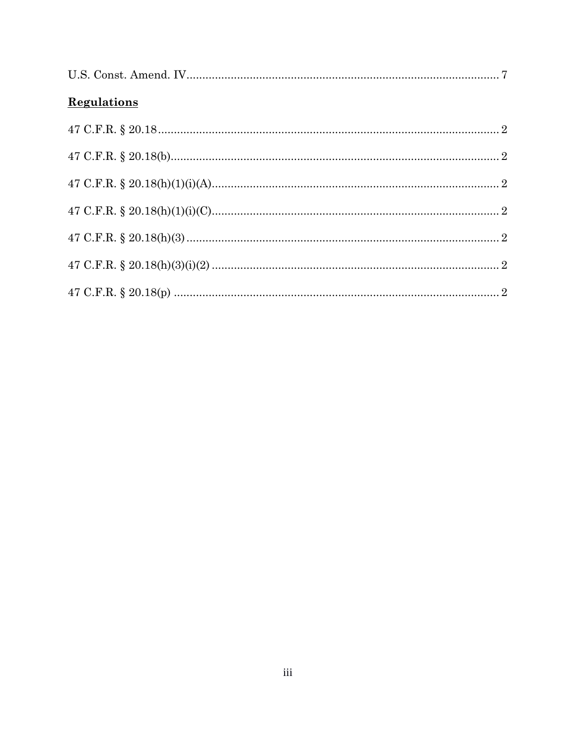U.S. Const. Amend. IV .................................................................................................. 7

**Regulations**

47 C.F.R. § 20.18 .......................................................................................................... 2

47 C.F.R. § 20.18(b) ...................................................................................................... 2

47 C.F.R. § 20.18(h)(1)(i)(A) ......................................................................................... 2

47 C.F.R. § 20.18(h)(1)(i)(C) ......................................................................................... 2

47 C.F.R. § 20.18(h)(3) .................................................................................................. 2

47 C.F.R. § 20.18(h)(3)(i)(2) ......................................................................................... 2

47 C.F.R. § 20.18(p) ...................................................................................................... 2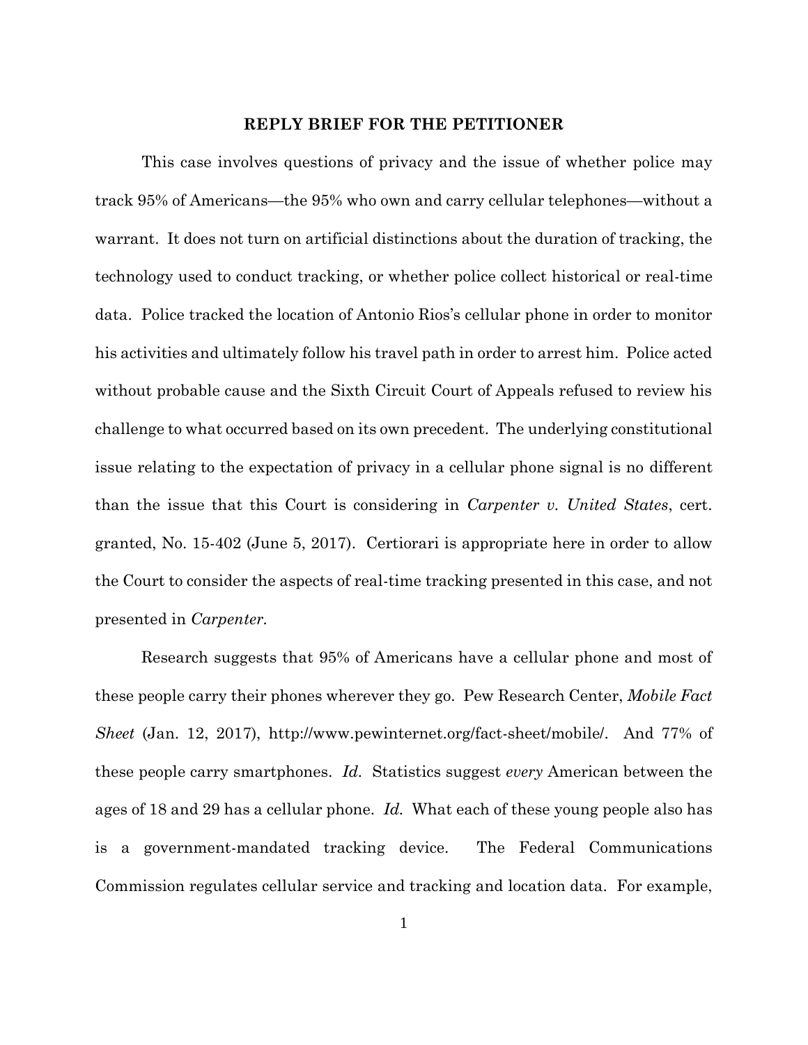## REPLY BRIEF FOR THE PETITIONER

This case involves questions of privacy and the issue of whether police may track 95% of Americans—the 95% who own and carry cellular telephones—without a warrant. It does not turn on artificial distinctions about the duration of tracking, the technology used to conduct tracking, or whether police collect historical or real-time data. Police tracked the location of Antonio Rios's cellular phone in order to monitor his activities and ultimately follow his travel path in order to arrest him. Police acted without probable cause and the Sixth Circuit Court of Appeals refused to review his challenge to what occurred based on its own precedent. The underlying constitutional issue relating to the expectation of privacy in a cellular phone signal is no different than the issue that this Court is considering in *Carpenter v. United States*, cert. granted, No. 15-402 (June 5, 2017). Certiorari is appropriate here in order to allow the Court to consider the aspects of real-time tracking presented in this case, and not presented in *Carpenter*.

Research suggests that 95% of Americans have a cellular phone and most of these people carry their phones wherever they go. Pew Research Center, *Mobile Fact Sheet* (Jan. 12, 2017), http://www.pewinternet.org/fact-sheet/mobile/. And 77% of these people carry smartphones. *Id.* Statistics suggest *every* American between the ages of 18 and 29 has a cellular phone. *Id.* What each of these young people also has is a government-mandated tracking device. The Federal Communications Commission regulates cellular service and tracking and location data. For example,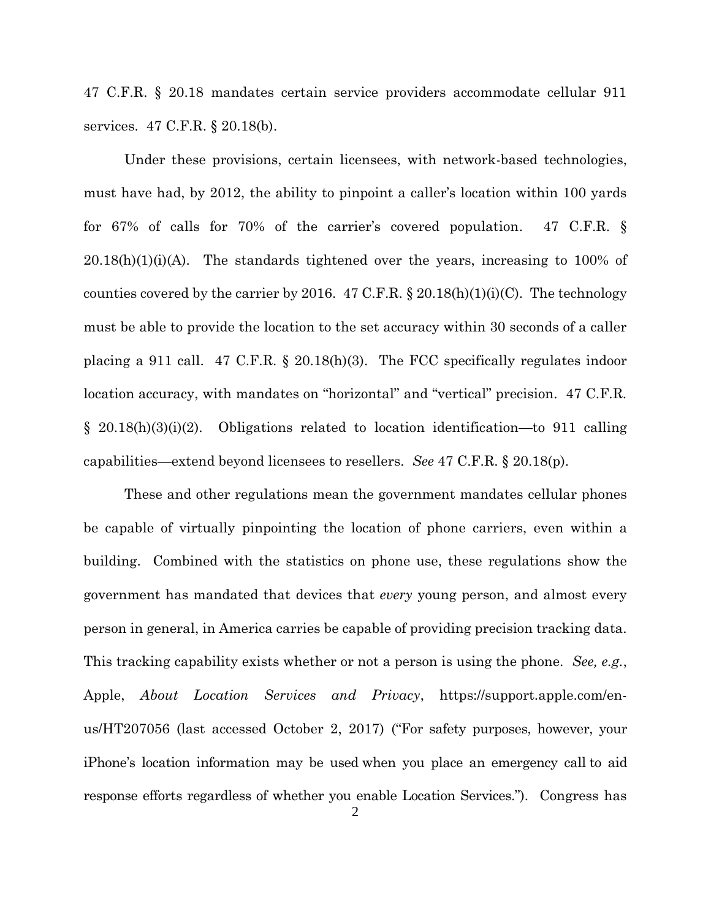47 C.F.R. § 20.18 mandates certain service providers accommodate cellular 911 services. 47 C.F.R. § 20.18(b).

Under these provisions, certain licensees, with network-based technologies, must have had, by 2012, the ability to pinpoint a caller's location within 100 yards for 67% of calls for 70% of the carrier's covered population. 47 C.F.R. § 20.18(h)(1)(i)(A). The standards tightened over the years, increasing to 100% of counties covered by the carrier by 2016. 47 C.F.R. § 20.18(h)(1)(i)(C). The technology must be able to provide the location to the set accuracy within 30 seconds of a caller placing a 911 call. 47 C.F.R. § 20.18(h)(3). The FCC specifically regulates indoor location accuracy, with mandates on "horizontal" and "vertical" precision. 47 C.F.R. § 20.18(h)(3)(i)(2). Obligations related to location identification—to 911 calling capabilities—extend beyond licensees to resellers. *See* 47 C.F.R. § 20.18(p).

These and other regulations mean the government mandates cellular phones be capable of virtually pinpointing the location of phone carriers, even within a building. Combined with the statistics on phone use, these regulations show the government has mandated that devices that *every* young person, and almost every person in general, in America carries be capable of providing precision tracking data. This tracking capability exists whether or not a person is using the phone. *See, e.g.*, Apple, *About Location Services and Privacy*, https://support.apple.com/en-us/HT207056 (last accessed October 2, 2017) ("For safety purposes, however, your iPhone's location information may be used when you place an emergency call to aid response efforts regardless of whether you enable Location Services."). Congress has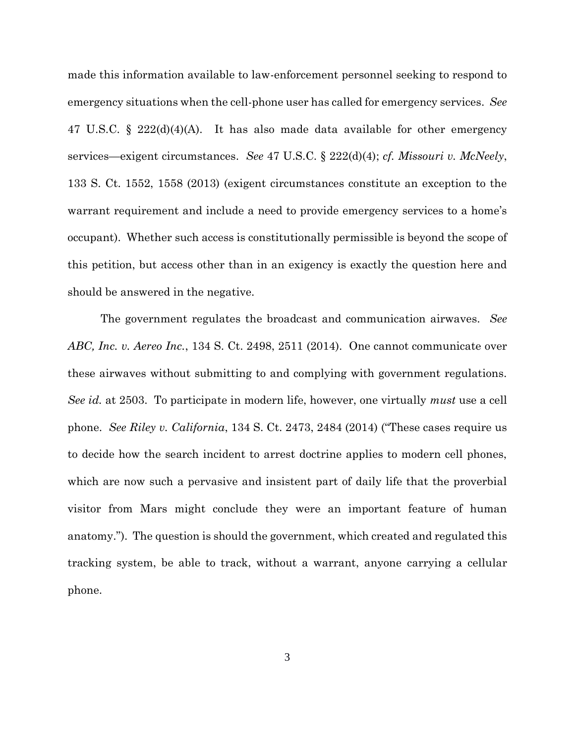made this information available to law-enforcement personnel seeking to respond to emergency situations when the cell-phone user has called for emergency services. *See* 47 U.S.C. § 222(d)(4)(A). It has also made data available for other emergency services—exigent circumstances. *See* 47 U.S.C. § 222(d)(4); *cf. Missouri v. McNeely*, 133 S. Ct. 1552, 1558 (2013) (exigent circumstances constitute an exception to the warrant requirement and include a need to provide emergency services to a home's occupant). Whether such access is constitutionally permissible is beyond the scope of this petition, but access other than in an exigency is exactly the question here and should be answered in the negative.

The government regulates the broadcast and communication airwaves. *See ABC, Inc. v. Aereo Inc.*, 134 S. Ct. 2498, 2511 (2014). One cannot communicate over these airwaves without submitting to and complying with government regulations. *See id.* at 2503. To participate in modern life, however, one virtually *must* use a cell phone. *See Riley v. California*, 134 S. Ct. 2473, 2484 (2014) ("These cases require us to decide how the search incident to arrest doctrine applies to modern cell phones, which are now such a pervasive and insistent part of daily life that the proverbial visitor from Mars might conclude they were an important feature of human anatomy."). The question is should the government, which created and regulated this tracking system, be able to track, without a warrant, anyone carrying a cellular phone.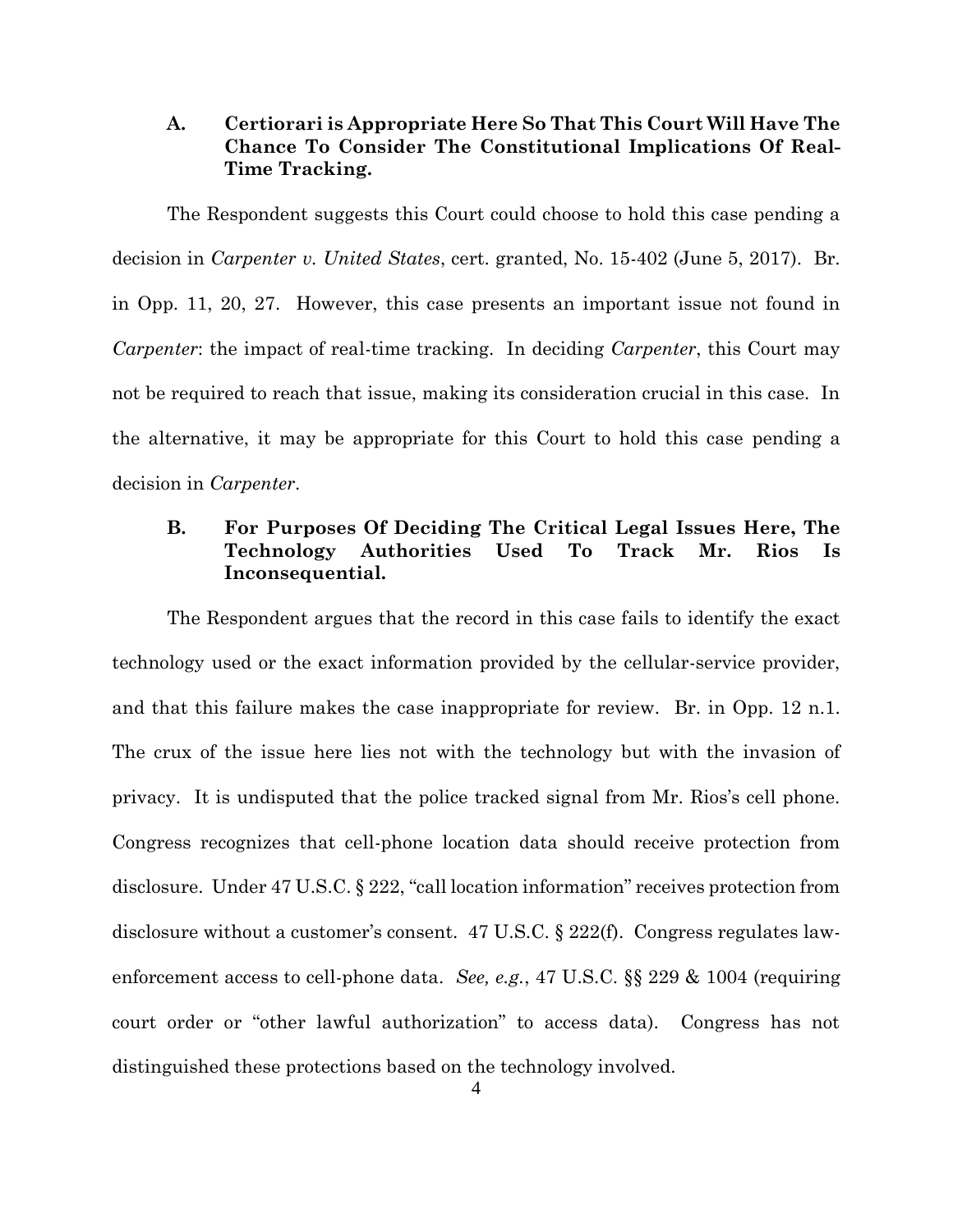### A. Certiorari is Appropriate Here So That This Court Will Have The Chance To Consider The Constitutional Implications Of Real-Time Tracking.

The Respondent suggests this Court could choose to hold this case pending a decision in *Carpenter v. United States*, cert. granted, No. 15-402 (June 5, 2017). Br. in Opp. 11, 20, 27. However, this case presents an important issue not found in *Carpenter*: the impact of real-time tracking. In deciding *Carpenter*, this Court may not be required to reach that issue, making its consideration crucial in this case. In the alternative, it may be appropriate for this Court to hold this case pending a decision in *Carpenter*.

### B. For Purposes Of Deciding The Critical Legal Issues Here, The Technology Authorities Used To Track Mr. Rios Is Inconsequential.

The Respondent argues that the record in this case fails to identify the exact technology used or the exact information provided by the cellular-service provider, and that this failure makes the case inappropriate for review. Br. in Opp. 12 n.1. The crux of the issue here lies not with the technology but with the invasion of privacy. It is undisputed that the police tracked signal from Mr. Rios's cell phone. Congress recognizes that cell-phone location data should receive protection from disclosure. Under 47 U.S.C. § 222, "call location information" receives protection from disclosure without a customer's consent. 47 U.S.C. § 222(f). Congress regulates law-enforcement access to cell-phone data. *See, e.g.*, 47 U.S.C. §§ 229 & 1004 (requiring court order or "other lawful authorization" to access data). Congress has not distinguished these protections based on the technology involved.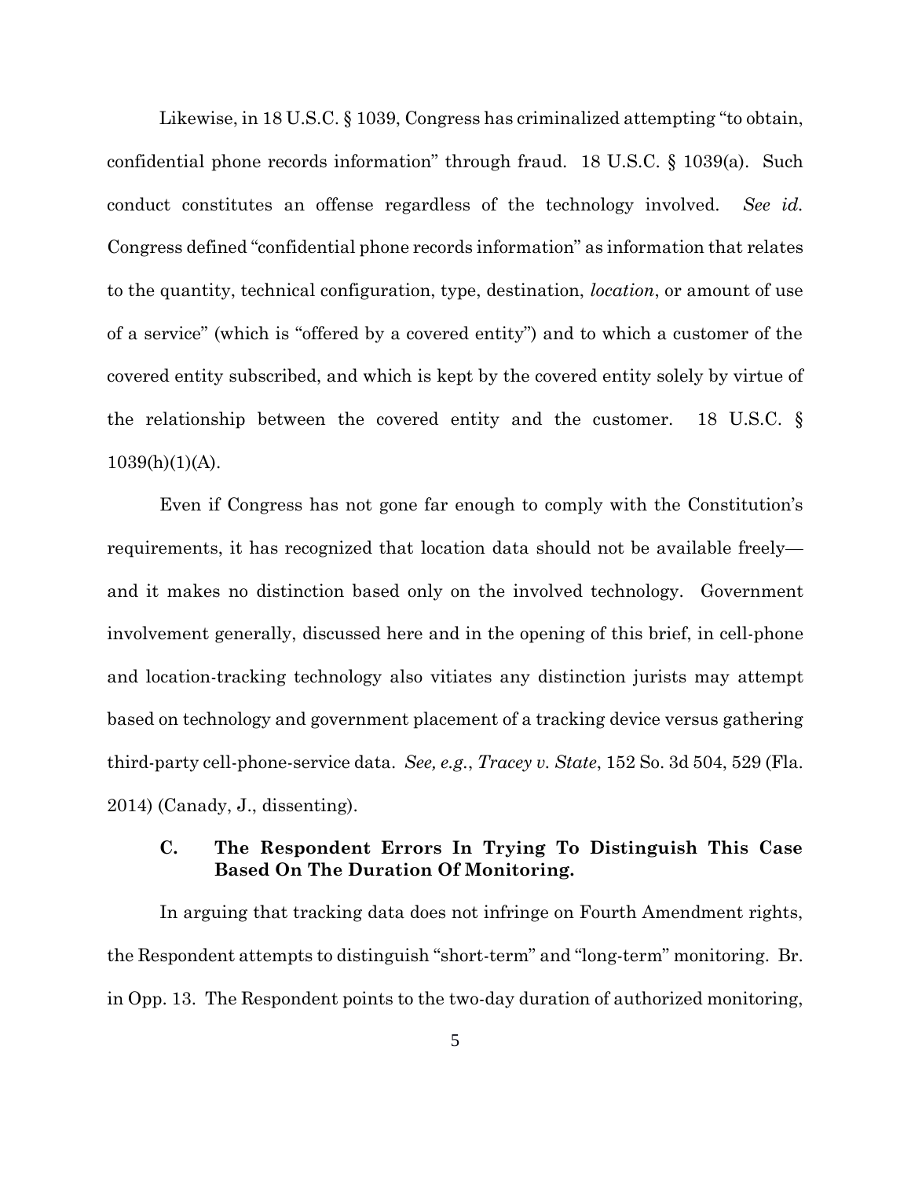Likewise, in 18 U.S.C. § 1039, Congress has criminalized attempting "to obtain, confidential phone records information" through fraud. 18 U.S.C. § 1039(a). Such conduct constitutes an offense regardless of the technology involved. *See id.* Congress defined "confidential phone records information" as information that relates to the quantity, technical configuration, type, destination, *location*, or amount of use of a service" (which is "offered by a covered entity") and to which a customer of the covered entity subscribed, and which is kept by the covered entity solely by virtue of the relationship between the covered entity and the customer. 18 U.S.C. § 1039(h)(1)(A).

Even if Congress has not gone far enough to comply with the Constitution's requirements, it has recognized that location data should not be available freely—and it makes no distinction based only on the involved technology. Government involvement generally, discussed here and in the opening of this brief, in cell-phone and location-tracking technology also vitiates any distinction jurists may attempt based on technology and government placement of a tracking device versus gathering third-party cell-phone-service data. *See, e.g.*, *Tracey v. State*, 152 So. 3d 504, 529 (Fla. 2014) (Canady, J., dissenting).

### C. The Respondent Errors In Trying To Distinguish This Case Based On The Duration Of Monitoring.

In arguing that tracking data does not infringe on Fourth Amendment rights, the Respondent attempts to distinguish "short-term" and "long-term" monitoring. Br. in Opp. 13. The Respondent points to the two-day duration of authorized monitoring,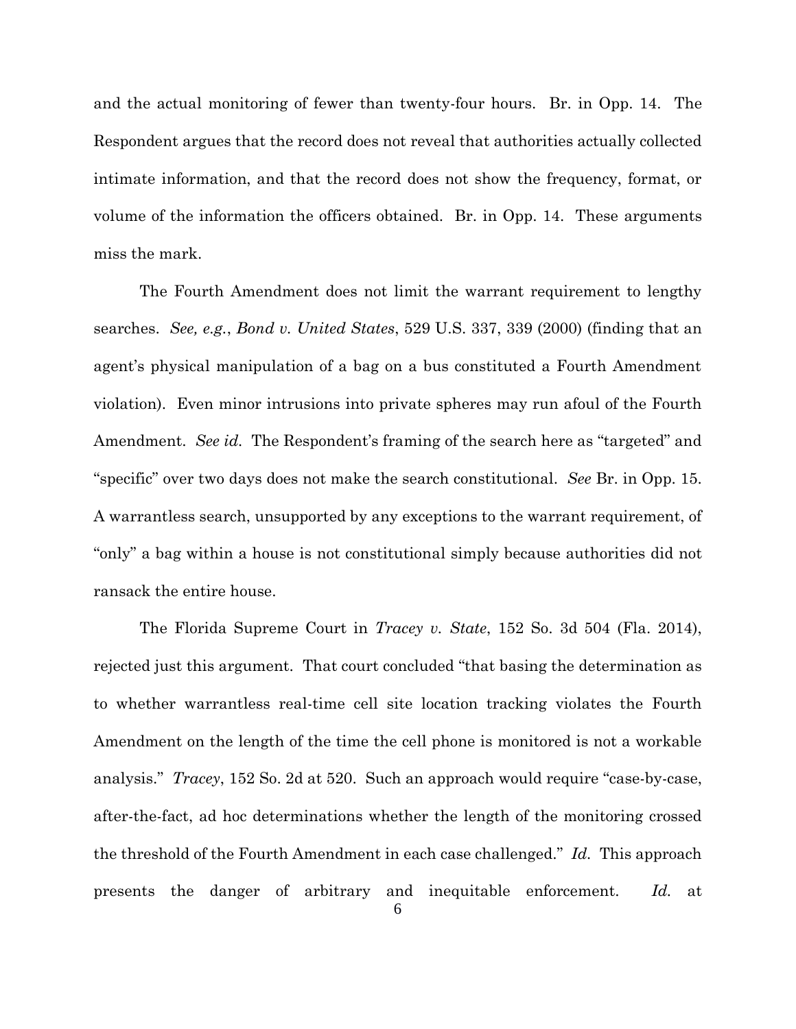and the actual monitoring of fewer than twenty-four hours. Br. in Opp. 14. The Respondent argues that the record does not reveal that authorities actually collected intimate information, and that the record does not show the frequency, format, or volume of the information the officers obtained. Br. in Opp. 14. These arguments miss the mark.

The Fourth Amendment does not limit the warrant requirement to lengthy searches. *See, e.g.*, *Bond v. United States*, 529 U.S. 337, 339 (2000) (finding that an agent's physical manipulation of a bag on a bus constituted a Fourth Amendment violation). Even minor intrusions into private spheres may run afoul of the Fourth Amendment. *See id.* The Respondent's framing of the search here as "targeted" and "specific" over two days does not make the search constitutional. *See* Br. in Opp. 15. A warrantless search, unsupported by any exceptions to the warrant requirement, of "only" a bag within a house is not constitutional simply because authorities did not ransack the entire house.

The Florida Supreme Court in *Tracey v. State*, 152 So. 3d 504 (Fla. 2014), rejected just this argument. That court concluded "that basing the determination as to whether warrantless real-time cell site location tracking violates the Fourth Amendment on the length of the time the cell phone is monitored is not a workable analysis." *Tracey*, 152 So. 2d at 520. Such an approach would require "case-by-case, after-the-fact, ad hoc determinations whether the length of the monitoring crossed the threshold of the Fourth Amendment in each case challenged." *Id.* This approach presents the danger of arbitrary and inequitable enforcement. *Id.* at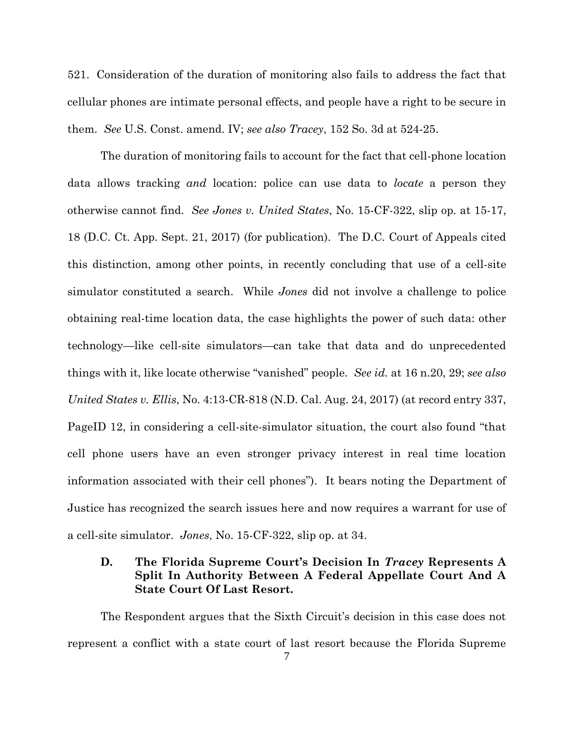521. Consideration of the duration of monitoring also fails to address the fact that cellular phones are intimate personal effects, and people have a right to be secure in them. *See* U.S. Const. amend. IV; *see also Tracey*, 152 So. 3d at 524-25.

The duration of monitoring fails to account for the fact that cell-phone location data allows tracking *and* location: police can use data to *locate* a person they otherwise cannot find. *See Jones v. United States*, No. 15-CF-322, slip op. at 15-17, 18 (D.C. Ct. App. Sept. 21, 2017) (for publication). The D.C. Court of Appeals cited this distinction, among other points, in recently concluding that use of a cell-site simulator constituted a search. While *Jones* did not involve a challenge to police obtaining real-time location data, the case highlights the power of such data: other technology—like cell-site simulators—can take that data and do unprecedented things with it, like locate otherwise "vanished" people. *See id.* at 16 n.20, 29; *see also United States v. Ellis*, No. 4:13-CR-818 (N.D. Cal. Aug. 24, 2017) (at record entry 337, PageID 12, in considering a cell-site-simulator situation, the court also found "that cell phone users have an even stronger privacy interest in real time location information associated with their cell phones"). It bears noting the Department of Justice has recognized the search issues here and now requires a warrant for use of a cell-site simulator. *Jones*, No. 15-CF-322, slip op. at 34.

### D. The Florida Supreme Court's Decision In *Tracey* Represents A Split In Authority Between A Federal Appellate Court And A State Court Of Last Resort.

The Respondent argues that the Sixth Circuit's decision in this case does not represent a conflict with a state court of last resort because the Florida Supreme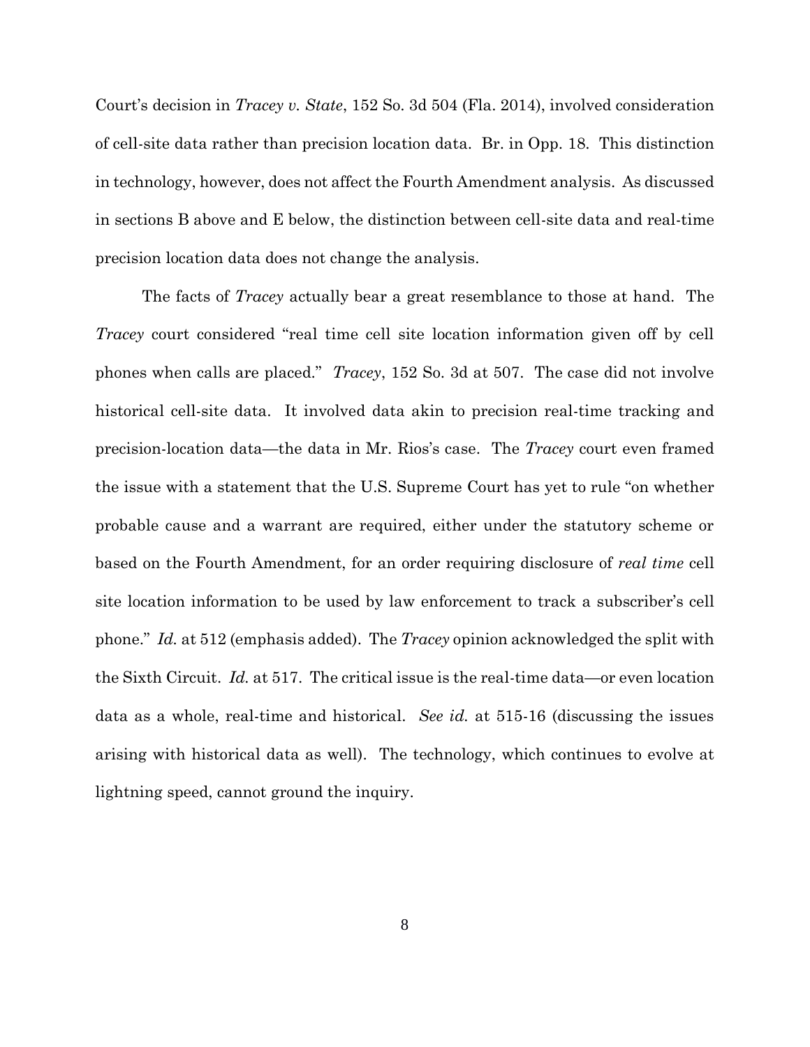Court's decision in *Tracey v. State*, 152 So. 3d 504 (Fla. 2014), involved consideration of cell-site data rather than precision location data. Br. in Opp. 18. This distinction in technology, however, does not affect the Fourth Amendment analysis. As discussed in sections B above and E below, the distinction between cell-site data and real-time precision location data does not change the analysis.

The facts of *Tracey* actually bear a great resemblance to those at hand. The *Tracey* court considered "real time cell site location information given off by cell phones when calls are placed." *Tracey*, 152 So. 3d at 507. The case did not involve historical cell-site data. It involved data akin to precision real-time tracking and precision-location data—the data in Mr. Rios's case. The *Tracey* court even framed the issue with a statement that the U.S. Supreme Court has yet to rule "on whether probable cause and a warrant are required, either under the statutory scheme or based on the Fourth Amendment, for an order requiring disclosure of *real time* cell site location information to be used by law enforcement to track a subscriber's cell phone." *Id.* at 512 (emphasis added). The *Tracey* opinion acknowledged the split with the Sixth Circuit. *Id.* at 517. The critical issue is the real-time data—or even location data as a whole, real-time and historical. *See id.* at 515-16 (discussing the issues arising with historical data as well). The technology, which continues to evolve at lightning speed, cannot ground the inquiry.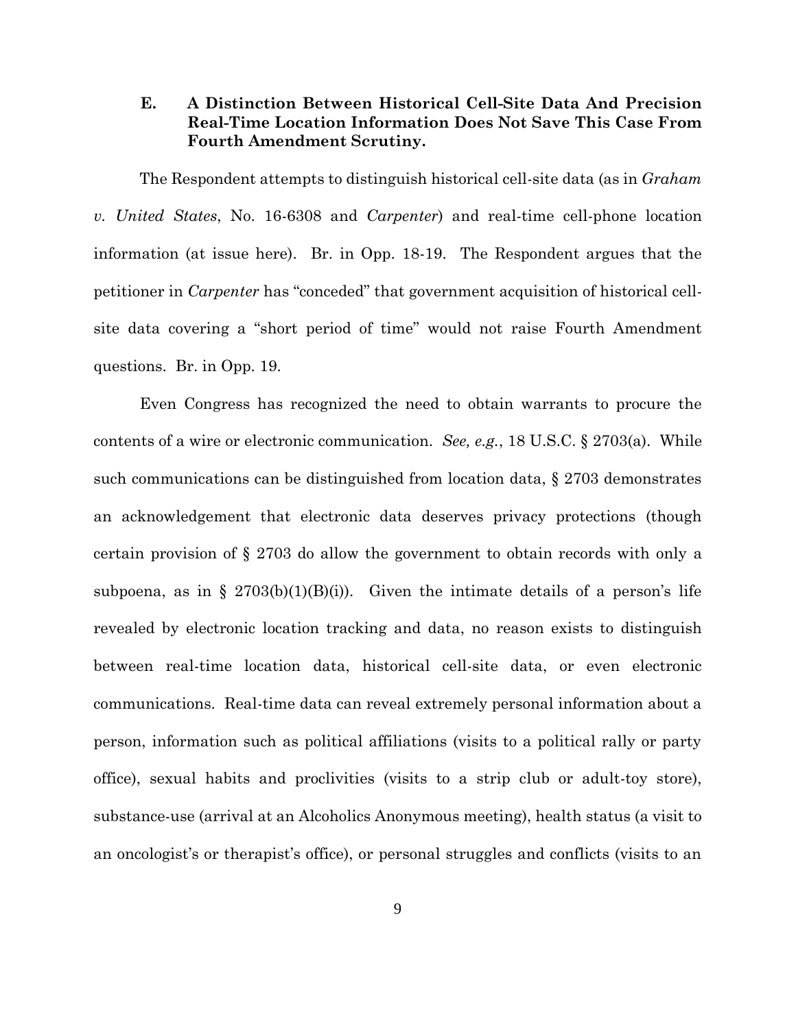### E. A Distinction Between Historical Cell-Site Data And Precision Real-Time Location Information Does Not Save This Case From Fourth Amendment Scrutiny.

The Respondent attempts to distinguish historical cell-site data (as in *Graham v. United States*, No. 16-6308 and *Carpenter*) and real-time cell-phone location information (at issue here). Br. in Opp. 18-19. The Respondent argues that the petitioner in *Carpenter* has "conceded" that government acquisition of historical cell-site data covering a "short period of time" would not raise Fourth Amendment questions. Br. in Opp. 19.

Even Congress has recognized the need to obtain warrants to procure the contents of a wire or electronic communication. *See, e.g.*, 18 U.S.C. § 2703(a). While such communications can be distinguished from location data, § 2703 demonstrates an acknowledgement that electronic data deserves privacy protections (though certain provision of § 2703 do allow the government to obtain records with only a subpoena, as in § 2703(b)(1)(B)(i)). Given the intimate details of a person's life revealed by electronic location tracking and data, no reason exists to distinguish between real-time location data, historical cell-site data, or even electronic communications. Real-time data can reveal extremely personal information about a person, information such as political affiliations (visits to a political rally or party office), sexual habits and proclivities (visits to a strip club or adult-toy store), substance-use (arrival at an Alcoholics Anonymous meeting), health status (a visit to an oncologist's or therapist's office), or personal struggles and conflicts (visits to an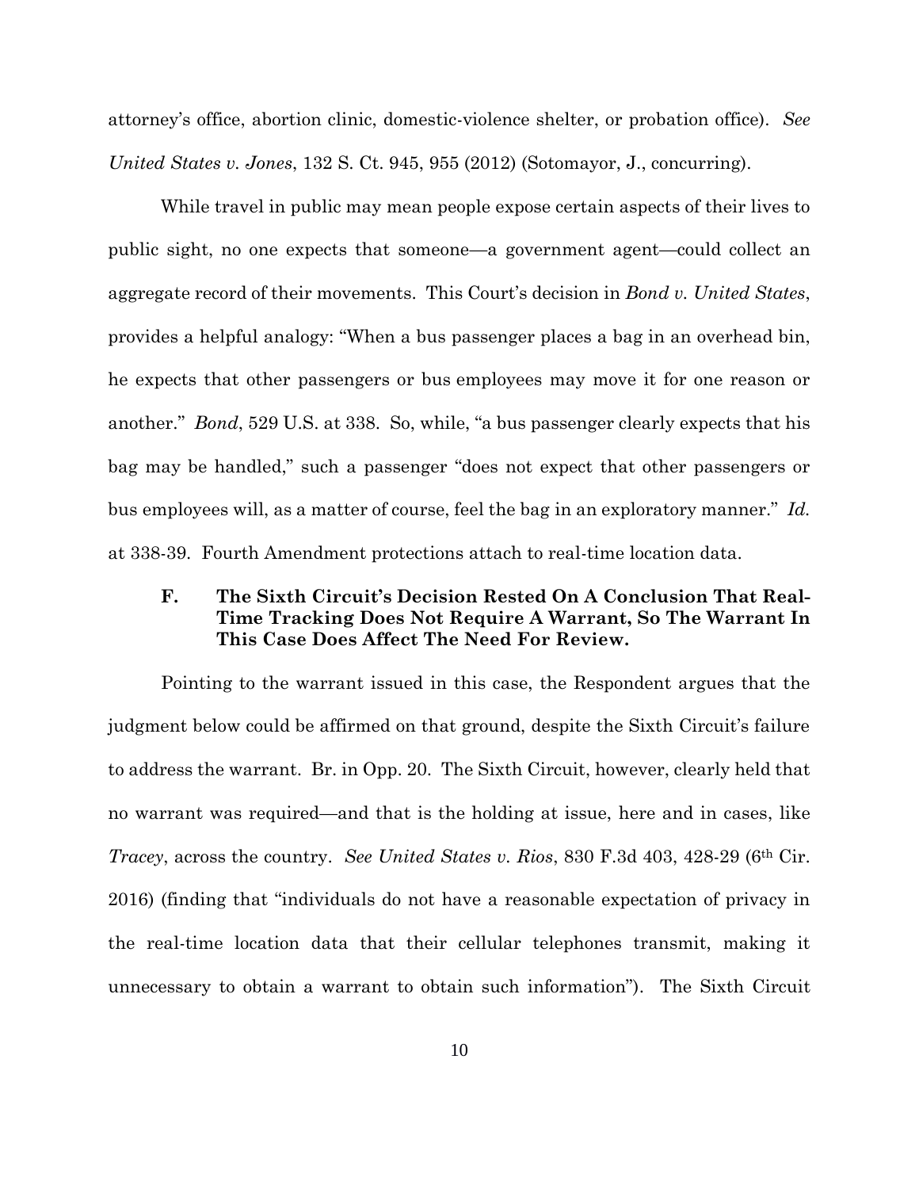attorney's office, abortion clinic, domestic-violence shelter, or probation office). *See United States v. Jones*, 132 S. Ct. 945, 955 (2012) (Sotomayor, J., concurring).

While travel in public may mean people expose certain aspects of their lives to public sight, no one expects that someone—a government agent—could collect an aggregate record of their movements. This Court's decision in *Bond v. United States*, provides a helpful analogy: "When a bus passenger places a bag in an overhead bin, he expects that other passengers or bus employees may move it for one reason or another." *Bond*, 529 U.S. at 338. So, while, "a bus passenger clearly expects that his bag may be handled," such a passenger "does not expect that other passengers or bus employees will, as a matter of course, feel the bag in an exploratory manner." *Id.* at 338-39. Fourth Amendment protections attach to real-time location data.

### F. The Sixth Circuit's Decision Rested On A Conclusion That Real-Time Tracking Does Not Require A Warrant, So The Warrant In This Case Does Affect The Need For Review.

Pointing to the warrant issued in this case, the Respondent argues that the judgment below could be affirmed on that ground, despite the Sixth Circuit's failure to address the warrant. Br. in Opp. 20. The Sixth Circuit, however, clearly held that no warrant was required—and that is the holding at issue, here and in cases, like *Tracey*, across the country. *See United States v. Rios*, 830 F.3d 403, 428-29 (6th Cir. 2016) (finding that "individuals do not have a reasonable expectation of privacy in the real-time location data that their cellular telephones transmit, making it unnecessary to obtain a warrant to obtain such information"). The Sixth Circuit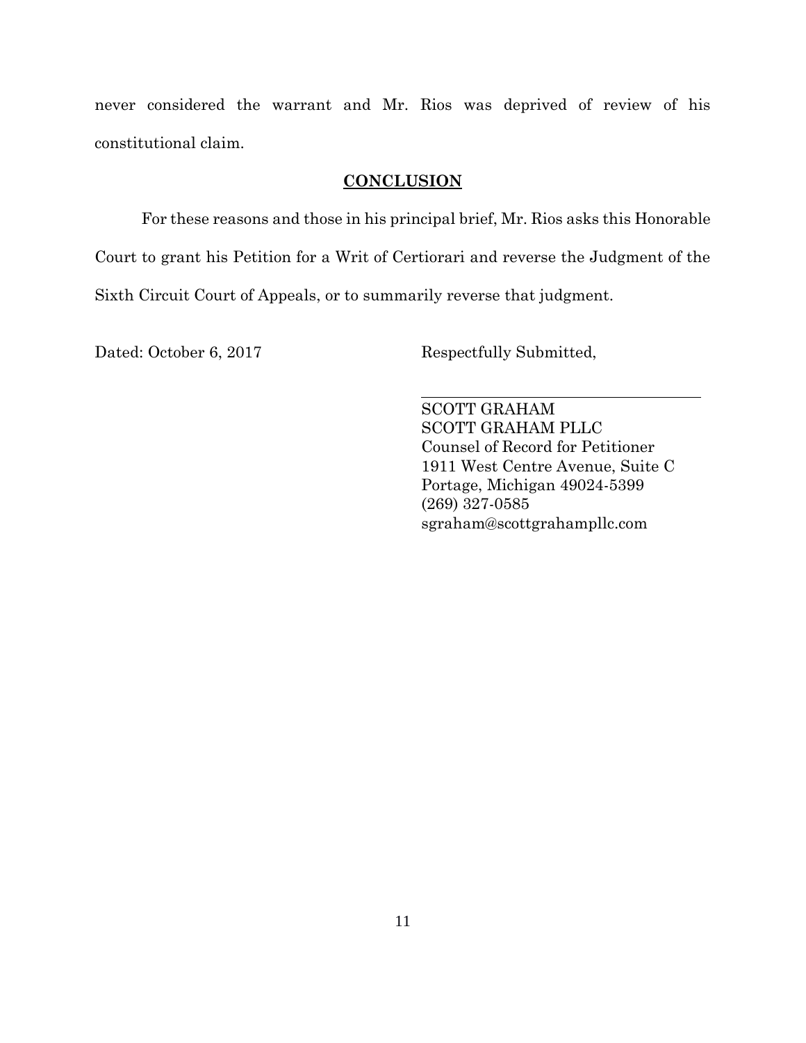never considered the warrant and Mr. Rios was deprived of review of his constitutional claim.

## CONCLUSION

For these reasons and those in his principal brief, Mr. Rios asks this Honorable Court to grant his Petition for a Writ of Certiorari and reverse the Judgment of the Sixth Circuit Court of Appeals, or to summarily reverse that judgment.

Dated: October 6, 2017

Respectfully Submitted,

SCOTT GRAHAM
SCOTT GRAHAM PLLC
Counsel of Record for Petitioner
1911 West Centre Avenue, Suite C
Portage, Michigan 49024-5399
(269) 327-0585
sgraham@scottgrahampllc.com